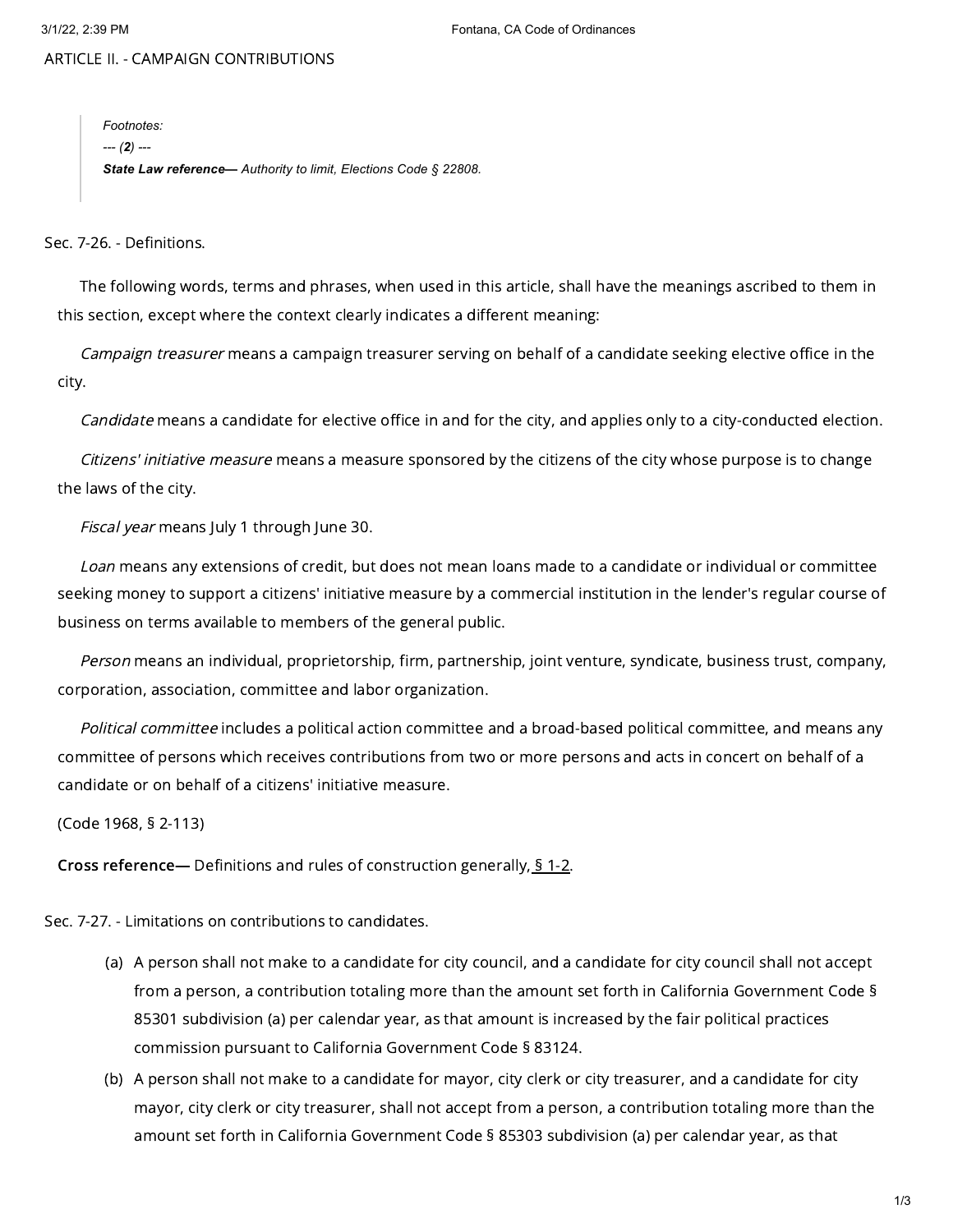## ARTICLE II. - CAMPAIGN CONTRIBUTIONS

> *Footnotes:*
>
> *--- (**2**) ---*
>
> ***State Law reference—*** *Authority to limit, Elections Code § 22808.*

### Sec. 7-26. - Definitions.

The following words, terms and phrases, when used in this article, shall have the meanings ascribed to them in this section, except where the context clearly indicates a different meaning:

*Campaign treasurer* means a campaign treasurer serving on behalf of a candidate seeking elective office in the city.

*Candidate* means a candidate for elective office in and for the city, and applies only to a city-conducted election.

*Citizens' initiative measure* means a measure sponsored by the citizens of the city whose purpose is to change the laws of the city.

*Fiscal year* means July 1 through June 30.

*Loan* means any extensions of credit, but does not mean loans made to a candidate or individual or committee seeking money to support a citizens' initiative measure by a commercial institution in the lender's regular course of business on terms available to members of the general public.

*Person* means an individual, proprietorship, firm, partnership, joint venture, syndicate, business trust, company, corporation, association, committee and labor organization.

*Political committee* includes a political action committee and a broad-based political committee, and means any committee of persons which receives contributions from two or more persons and acts in concert on behalf of a candidate or on behalf of a citizens' initiative measure.

(Code 1968, § 2-113)

**Cross reference—** Definitions and rules of construction generally, § 1-2.

### Sec. 7-27. - Limitations on contributions to candidates.

(a) A person shall not make to a candidate for city council, and a candidate for city council shall not accept from a person, a contribution totaling more than the amount set forth in California Government Code § 85301 subdivision (a) per calendar year, as that amount is increased by the fair political practices commission pursuant to California Government Code § 83124.

(b) A person shall not make to a candidate for mayor, city clerk or city treasurer, and a candidate for city mayor, city clerk or city treasurer, shall not accept from a person, a contribution totaling more than the amount set forth in California Government Code § 85303 subdivision (a) per calendar year, as that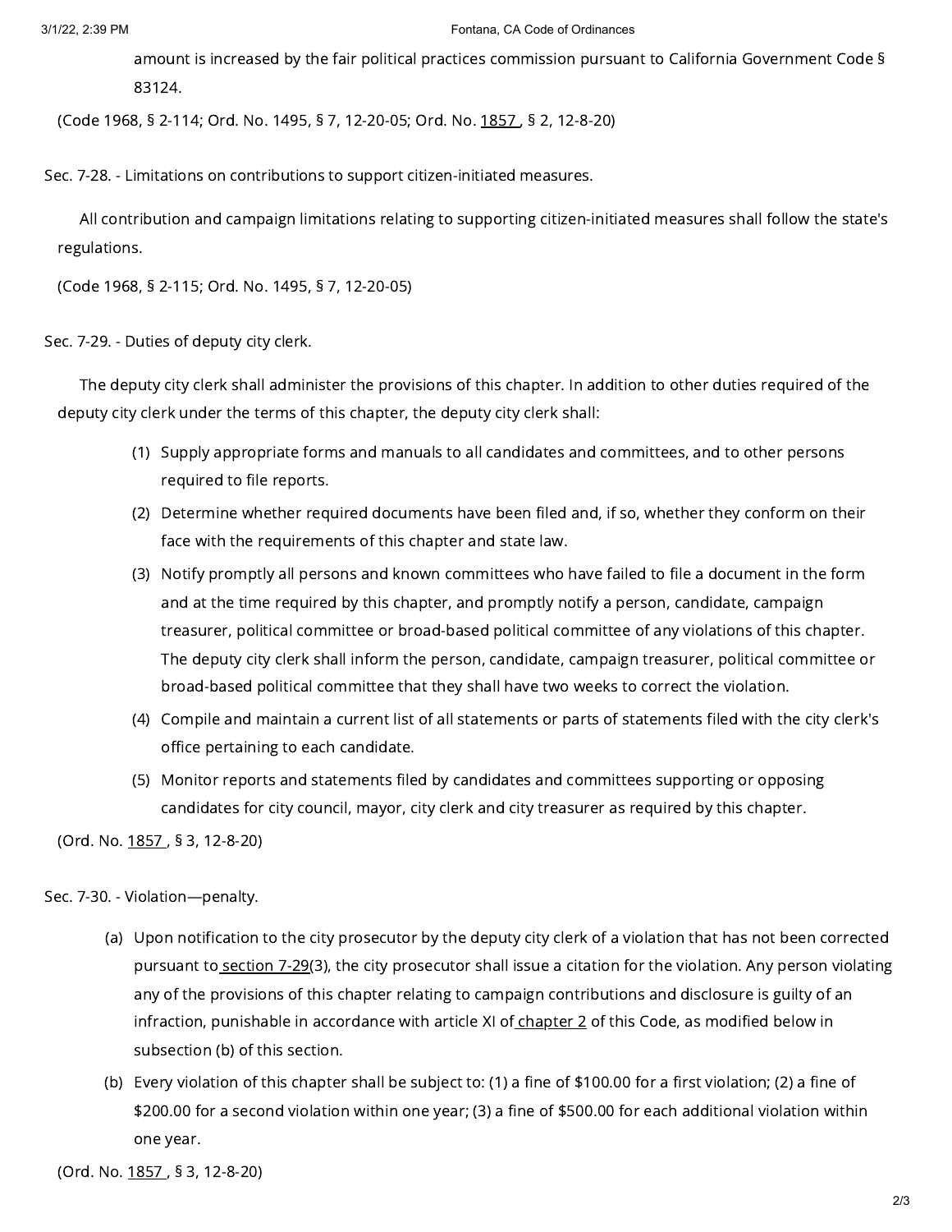amount is increased by the fair political practices commission pursuant to California Government Code § 83124.

(Code 1968, § 2-114; Ord. No. 1495, § 7, 12-20-05; Ord. No. 1857 , § 2, 12-8-20)

Sec. 7-28. - Limitations on contributions to support citizen-initiated measures.

All contribution and campaign limitations relating to supporting citizen-initiated measures shall follow the state's regulations.

(Code 1968, § 2-115; Ord. No. 1495, § 7, 12-20-05)

Sec. 7-29. - Duties of deputy city clerk.

The deputy city clerk shall administer the provisions of this chapter. In addition to other duties required of the deputy city clerk under the terms of this chapter, the deputy city clerk shall:

(1) Supply appropriate forms and manuals to all candidates and committees, and to other persons required to file reports.

(2) Determine whether required documents have been filed and, if so, whether they conform on their face with the requirements of this chapter and state law.

(3) Notify promptly all persons and known committees who have failed to file a document in the form and at the time required by this chapter, and promptly notify a person, candidate, campaign treasurer, political committee or broad-based political committee of any violations of this chapter. The deputy city clerk shall inform the person, candidate, campaign treasurer, political committee or broad-based political committee that they shall have two weeks to correct the violation.

(4) Compile and maintain a current list of all statements or parts of statements filed with the city clerk's office pertaining to each candidate.

(5) Monitor reports and statements filed by candidates and committees supporting or opposing candidates for city council, mayor, city clerk and city treasurer as required by this chapter.

(Ord. No. 1857 , § 3, 12-8-20)

Sec. 7-30. - Violation—penalty.

(a) Upon notification to the city prosecutor by the deputy city clerk of a violation that has not been corrected pursuant to section 7-29(3), the city prosecutor shall issue a citation for the violation. Any person violating any of the provisions of this chapter relating to campaign contributions and disclosure is guilty of an infraction, punishable in accordance with article XI of chapter 2 of this Code, as modified below in subsection (b) of this section.

(b) Every violation of this chapter shall be subject to: (1) a fine of $100.00 for a first violation; (2) a fine of $200.00 for a second violation within one year; (3) a fine of $500.00 for each additional violation within one year.

(Ord. No. 1857 , § 3, 12-8-20)